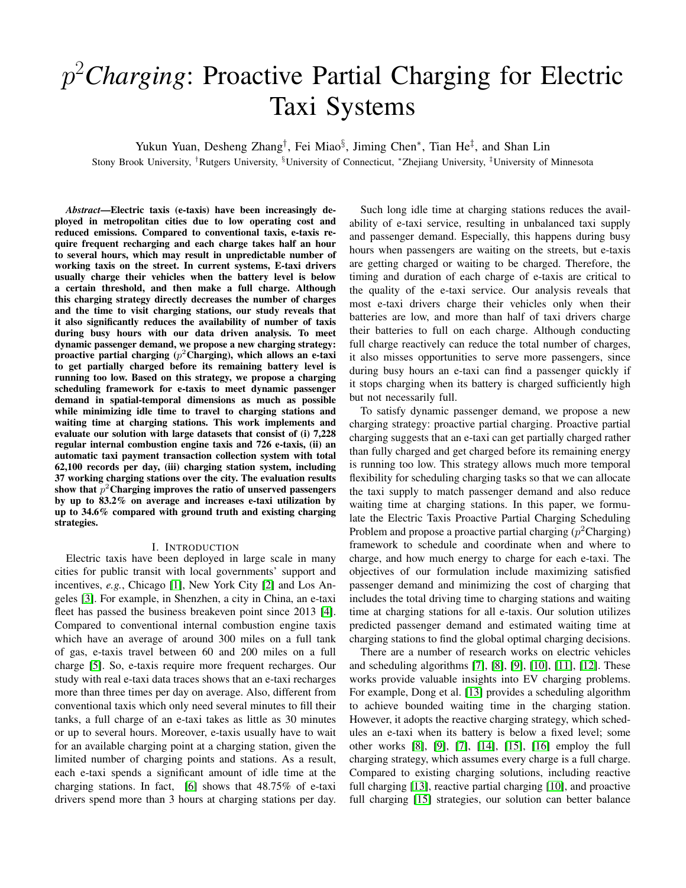# $p^2$*Charging*: Proactive Partial Charging for Electric Taxi Systems

Yukun Yuan, Desheng Zhang[†], Fei Miao[§], Jiming Chen[*], Tian He[‡], and Shan Lin

Stony Brook University, [†]Rutgers University, [§]University of Connecticut, [*]Zhejiang University, [‡]University of Minnesota

***Abstract*—Electric taxis (e-taxis) have been increasingly deployed in metropolitan cities due to low operating cost and reduced emissions. Compared to conventional taxis, e-taxis require frequent recharging and each charge takes half an hour to several hours, which may result in unpredictable number of working taxis on the street. In current systems, E-taxi drivers usually charge their vehicles when the battery level is below a certain threshold, and then make a full charge. Although this charging strategy directly decreases the number of charges and the time to visit charging stations, our study reveals that it also significantly reduces the availability of number of taxis during busy hours with our data driven analysis. To meet dynamic passenger demand, we propose a new charging strategy: proactive partial charging ($p^2$Charging), which allows an e-taxi to get partially charged before its remaining battery level is running too low. Based on this strategy, we propose a charging scheduling framework for e-taxis to meet dynamic passenger demand in spatial-temporal dimensions as much as possible while minimizing idle time to travel to charging stations and waiting time at charging stations. This work implements and evaluate our solution with large datasets that consist of (i) 7,228 regular internal combustion engine taxis and 726 e-taxis, (ii) an automatic taxi payment transaction collection system with total 62,100 records per day, (iii) charging station system, including 37 working charging stations over the city. The evaluation results show that $p^2$Charging improves the ratio of unserved passengers by up to 83.2% on average and increases e-taxi utilization by up to 34.6% compared with ground truth and existing charging strategies.**

## I. Introduction

Electric taxis have been deployed in large scale in many cities for public transit with local governments' support and incentives, *e.g.*, Chicago [1], New York City [2] and Los Angeles [3]. For example, in Shenzhen, a city in China, an e-taxi fleet has passed the business breakeven point since 2013 [4]. Compared to conventional internal combustion engine taxis which have an average of around 300 miles on a full tank of gas, e-taxis travel between 60 and 200 miles on a full charge [5]. So, e-taxis require more frequent recharges. Our study with real e-taxi data traces shows that an e-taxi recharges more than three times per day on average. Also, different from conventional taxis which only need several minutes to fill their tanks, a full charge of an e-taxi takes as little as 30 minutes or up to several hours. Moreover, e-taxis usually have to wait for an available charging point at a charging station, given the limited number of charging points and stations. As a result, each e-taxi spends a significant amount of idle time at the charging stations. In fact, [6] shows that 48.75% of e-taxi drivers spend more than 3 hours at charging stations per day.

Such long idle time at charging stations reduces the availability of e-taxi service, resulting in unbalanced taxi supply and passenger demand. Especially, this happens during busy hours when passengers are waiting on the streets, but e-taxis are getting charged or waiting to be charged. Therefore, the timing and duration of each charge of e-taxis are critical to the quality of the e-taxi service. Our analysis reveals that most e-taxi drivers charge their vehicles only when their batteries are low, and more than half of taxi drivers charge their batteries to full on each charge. Although conducting full charge reactively can reduce the total number of charges, it also misses opportunities to serve more passengers, since during busy hours an e-taxi can find a passenger quickly if it stops charging when its battery is charged sufficiently high but not necessarily full.

To satisfy dynamic passenger demand, we propose a new charging strategy: proactive partial charging. Proactive partial charging suggests that an e-taxi can get partially charged rather than fully charged and get charged before its remaining energy is running too low. This strategy allows much more temporal flexibility for scheduling charging tasks so that we can allocate the taxi supply to match passenger demand and also reduce waiting time at charging stations. In this paper, we formulate the Electric Taxis Proactive Partial Charging Scheduling Problem and propose a proactive partial charging ($p^2$Charging) framework to schedule and coordinate when and where to charge, and how much energy to charge for each e-taxi. The objectives of our formulation include maximizing satisfied passenger demand and minimizing the cost of charging that includes the total driving time to charging stations and waiting time at charging stations for all e-taxis. Our solution utilizes predicted passenger demand and estimated waiting time at charging stations to find the global optimal charging decisions.

There are a number of research works on electric vehicles and scheduling algorithms [7], [8], [9], [10], [11], [12]. These works provide valuable insights into EV charging problems. For example, Dong et al. [13] provides a scheduling algorithm to achieve bounded waiting time in the charging station. However, it adopts the reactive charging strategy, which schedules an e-taxi when its battery is below a fixed level; some other works [8], [9], [7], [14], [15], [16] employ the full charging strategy, which assumes every charge is a full charge. Compared to existing charging solutions, including reactive full charging [13], reactive partial charging [10], and proactive full charging [15] strategies, our solution can better balance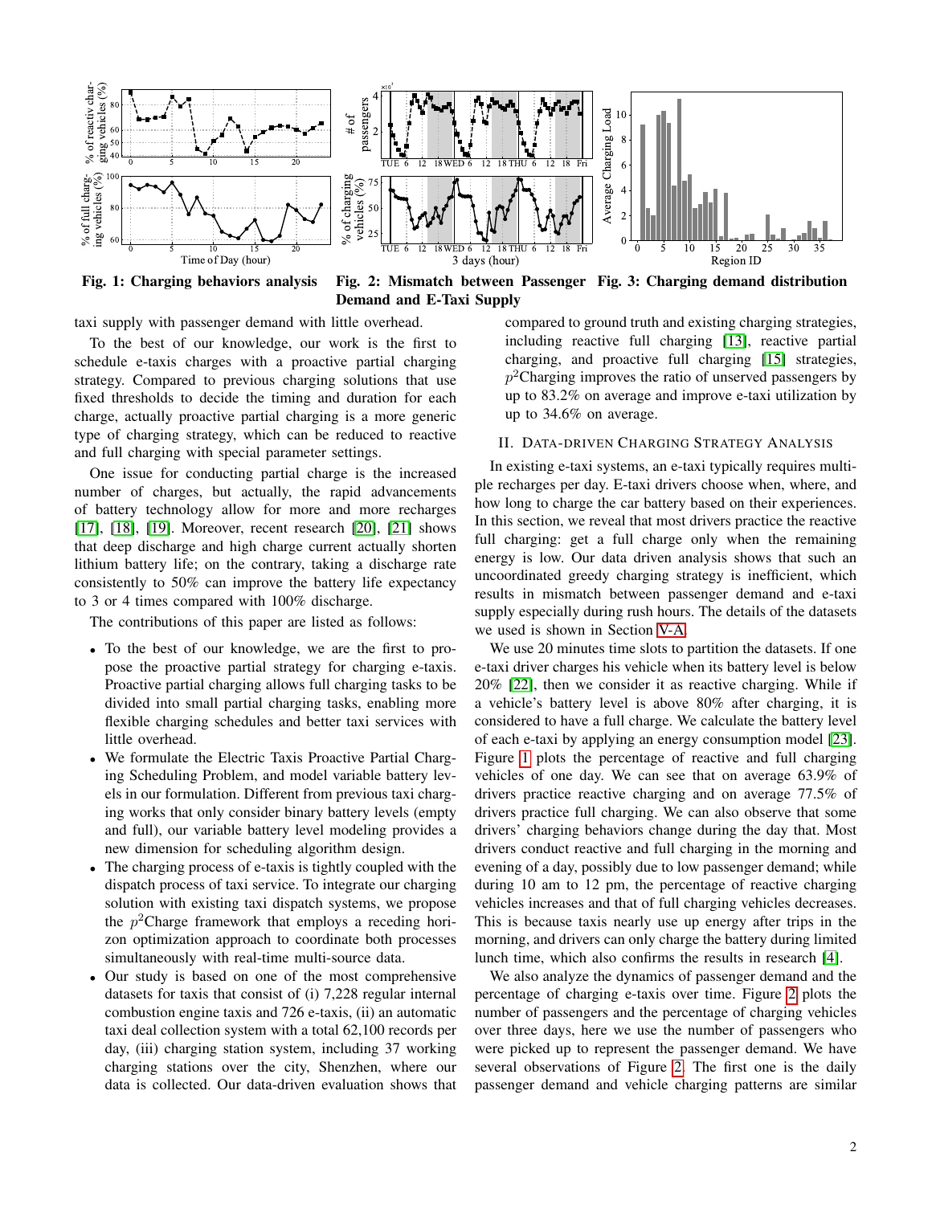Fig. 1: Charging behaviors analysis

Fig. 2: Mismatch between Passenger Demand and E-Taxi Supply

Fig. 3: Charging demand distribution

taxi supply with passenger demand with little overhead.

To the best of our knowledge, our work is the first to schedule e-taxis charges with a proactive partial charging strategy. Compared to previous charging solutions that use fixed thresholds to decide the timing and duration for each charge, actually proactive partial charging is a more generic type of charging strategy, which can be reduced to reactive and full charging with special parameter settings.

One issue for conducting partial charge is the increased number of charges, but actually, the rapid advancements of battery technology allow for more and more recharges [17], [18], [19]. Moreover, recent research [20], [21] shows that deep discharge and high charge current actually shorten lithium battery life; on the contrary, taking a discharge rate consistently to 50% can improve the battery life expectancy to 3 or 4 times compared with 100% discharge.

The contributions of this paper are listed as follows:

- To the best of our knowledge, we are the first to propose the proactive partial strategy for charging e-taxis. Proactive partial charging allows full charging tasks to be divided into small partial charging tasks, enabling more flexible charging schedules and better taxi services with little overhead.
- We formulate the Electric Taxis Proactive Partial Charging Scheduling Problem, and model variable battery levels in our formulation. Different from previous taxi charging works that only consider binary battery levels (empty and full), our variable battery level modeling provides a new dimension for scheduling algorithm design.
- The charging process of e-taxis is tightly coupled with the dispatch process of taxi service. To integrate our charging solution with existing taxi dispatch systems, we propose the $p^2$Charge framework that employs a receding horizon optimization approach to coordinate both processes simultaneously with real-time multi-source data.
- Our study is based on one of the most comprehensive datasets for taxis that consist of (i) 7,228 regular internal combustion engine taxis and 726 e-taxis, (ii) an automatic taxi deal collection system with a total 62,100 records per day, (iii) charging station system, including 37 working charging stations over the city, Shenzhen, where our data is collected. Our data-driven evaluation shows that compared to ground truth and existing charging strategies, including reactive full charging [13], reactive partial charging, and proactive full charging [15] strategies, $p^2$Charging improves the ratio of unserved passengers by up to 83.2% on average and improve e-taxi utilization by up to 34.6% on average.

## II. Data-driven Charging Strategy Analysis

In existing e-taxi systems, an e-taxi typically requires multiple recharges per day. E-taxi drivers choose when, where, and how long to charge the car battery based on their experiences. In this section, we reveal that most drivers practice the reactive full charging: get a full charge only when the remaining energy is low. Our data driven analysis shows that such an uncoordinated greedy charging strategy is inefficient, which results in mismatch between passenger demand and e-taxi supply especially during rush hours. The details of the datasets we used is shown in Section V-A.

We use 20 minutes time slots to partition the datasets. If one e-taxi driver charges his vehicle when its battery level is below 20% [22], then we consider it as reactive charging. While if a vehicle's battery level is above 80% after charging, it is considered to have a full charge. We calculate the battery level of each e-taxi by applying an energy consumption model [23]. Figure 1 plots the percentage of reactive and full charging vehicles of one day. We can see that on average 63.9% of drivers practice reactive charging and on average 77.5% of drivers practice full charging. We can also observe that some drivers' charging behaviors change during the day that. Most drivers conduct reactive and full charging in the morning and evening of a day, possibly due to low passenger demand; while during 10 am to 12 pm, the percentage of reactive charging vehicles increases and that of full charging vehicles decreases. This is because taxis nearly use up energy after trips in the morning, and drivers can only charge the battery during limited lunch time, which also confirms the results in research [4].

We also analyze the dynamics of passenger demand and the percentage of charging e-taxis over time. Figure 2 plots the number of passengers and the percentage of charging vehicles over three days, here we use the number of passengers who were picked up to represent the passenger demand. We have several observations of Figure 2. The first one is the daily passenger demand and vehicle charging patterns are similar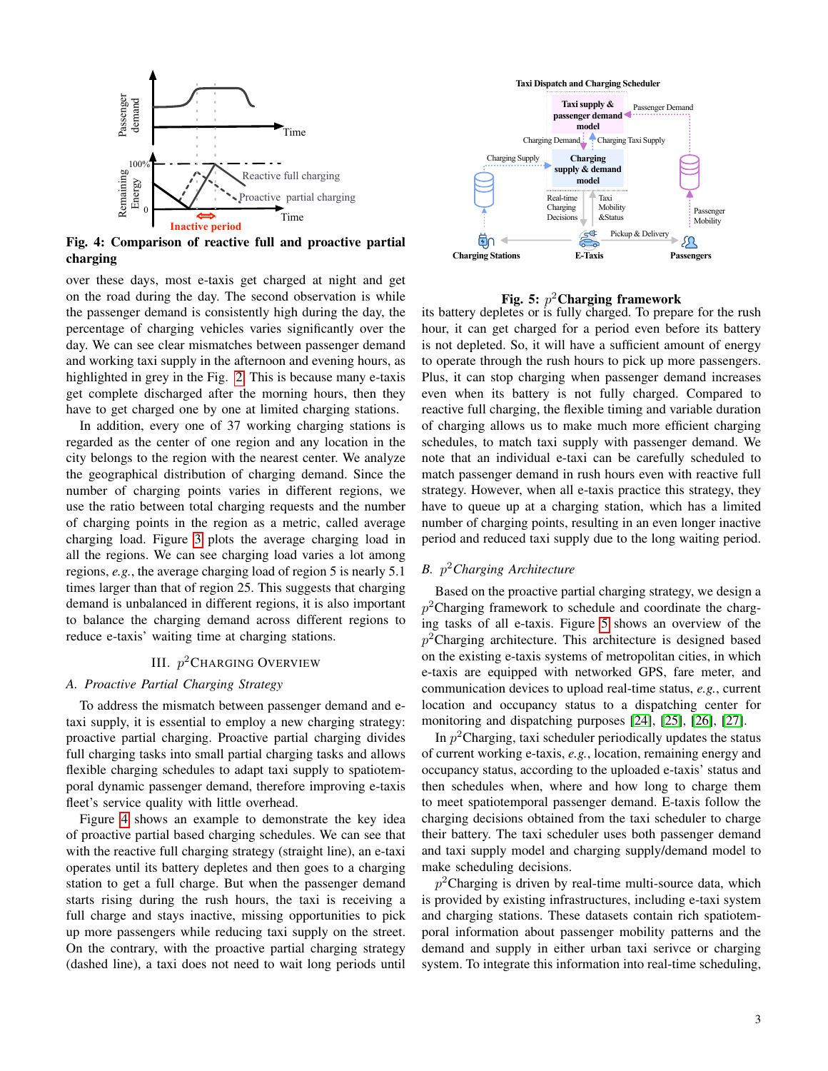Passenger demand

Time

100%

Remaining Energy

0

Reactive full charging

Proactive partial charging

Time

Inactive period

**Fig. 4: Comparison of reactive full and proactive partial charging**

over these days, most e-taxis get charged at night and get on the road during the day. The second observation is while the passenger demand is consistently high during the day, the percentage of charging vehicles varies significantly over the day. We can see clear mismatches between passenger demand and working taxi supply in the afternoon and evening hours, as highlighted in grey in the Fig. 2. This is because many e-taxis get complete discharged after the morning hours, then they have to get charged one by one at limited charging stations.

In addition, every one of 37 working charging stations is regarded as the center of one region and any location in the city belongs to the region with the nearest center. We analyze the geographical distribution of charging demand. Since the number of charging points varies in different regions, we use the ratio between total charging requests and the number of charging points in the region as a metric, called average charging load. Figure 3 plots the average charging load in all the regions. We can see charging load varies a lot among regions, *e.g.*, the average charging load of region 5 is nearly 5.1 times larger than that of region 25. This suggests that charging demand is unbalanced in different regions, it is also important to balance the charging demand across different regions to reduce e-taxis' waiting time at charging stations.

## III. $p^2$Charging Overview

### *A. Proactive Partial Charging Strategy*

To address the mismatch between passenger demand and e-taxi supply, it is essential to employ a new charging strategy: proactive partial charging. Proactive partial charging divides full charging tasks into small partial charging tasks and allows flexible charging schedules to adapt taxi supply to spatiotemporal dynamic passenger demand, therefore improving e-taxis fleet's service quality with little overhead.

Figure 4 shows an example to demonstrate the key idea of proactive partial based charging schedules. We can see that with the reactive full charging strategy (straight line), an e-taxi operates until its battery depletes and then goes to a charging station to get a full charge. But when the passenger demand starts rising during the rush hours, the taxi is receiving a full charge and stays inactive, missing opportunities to pick up more passengers while reducing taxi supply on the street. On the contrary, with the proactive partial charging strategy (dashed line), a taxi does not need to wait long periods until its battery depletes or is fully charged. To prepare for the rush hour, it can get charged for a period even before its battery is not depleted. So, it will have a sufficient amount of energy to operate through the rush hours to pick up more passengers. Plus, it can stop charging when passenger demand increases even when its battery is not fully charged. Compared to reactive full charging, the flexible timing and variable duration of charging allows us to make much more efficient charging schedules, to match taxi supply with passenger demand. We note that an individual e-taxi can be carefully scheduled to match passenger demand in rush hours even with reactive full strategy. However, when all e-taxis practice this strategy, they have to queue up at a charging station, which has a limited number of charging points, resulting in an even longer inactive period and reduced taxi supply due to the long waiting period.

Taxi Dispatch and Charging Scheduler

Taxi supply & passenger demand model

Passenger Demand

Charging Demand

Charging Taxi Supply

Charging Supply

Charging supply & demand model

Real-time Charging Decisions

Taxi Mobility &Status

Passenger Mobility

Pickup & Delivery

Charging Stations

E-Taxis

Passengers

**Fig. 5: $p^2$Charging framework**

### *B. $p^2$Charging Architecture*

Based on the proactive partial charging strategy, we design a $p^2$Charging framework to schedule and coordinate the charging tasks of all e-taxis. Figure 5 shows an overview of the $p^2$Charging architecture. This architecture is designed based on the existing e-taxis systems of metropolitan cities, in which e-taxis are equipped with networked GPS, fare meter, and communication devices to upload real-time status, *e.g.*, current location and occupancy status to a dispatching center for monitoring and dispatching purposes [24], [25], [26], [27].

In $p^2$Charging, taxi scheduler periodically updates the status of current working e-taxis, *e.g.*, location, remaining energy and occupancy status, according to the uploaded e-taxis' status and then schedules when, where and how long to charge them to meet spatiotemporal passenger demand. E-taxis follow the charging decisions obtained from the taxi scheduler to charge their battery. The taxi scheduler uses both passenger demand and taxi supply model and charging supply/demand model to make scheduling decisions.

$p^2$Charging is driven by real-time multi-source data, which is provided by existing infrastructures, including e-taxi system and charging stations. These datasets contain rich spatiotemporal information about passenger mobility patterns and the demand and supply in either urban taxi serivce or charging system. To integrate this information into real-time scheduling,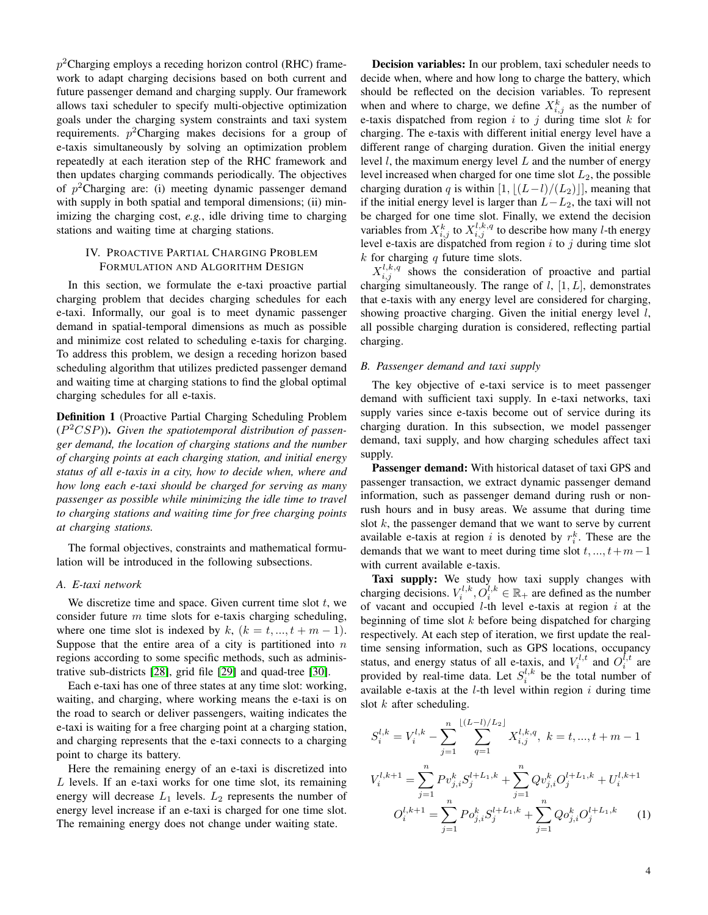$p^2$Charging employs a receding horizon control (RHC) framework to adapt charging decisions based on both current and future passenger demand and charging supply. Our framework allows taxi scheduler to specify multi-objective optimization goals under the charging system constraints and taxi system requirements. $p^2$Charging makes decisions for a group of e-taxis simultaneously by solving an optimization problem repeatedly at each iteration step of the RHC framework and then updates charging commands periodically. The objectives of $p^2$Charging are: (i) meeting dynamic passenger demand with supply in both spatial and temporal dimensions; (ii) minimizing the charging cost, *e.g.*, idle driving time to charging stations and waiting time at charging stations.

## IV. Proactive Partial Charging Problem Formulation and Algorithm Design

In this section, we formulate the e-taxi proactive partial charging problem that decides charging schedules for each e-taxi. Informally, our goal is to meet dynamic passenger demand in spatial-temporal dimensions as much as possible and minimize cost related to scheduling e-taxis for charging. To address this problem, we design a receding horizon based scheduling algorithm that utilizes predicted passenger demand and waiting time at charging stations to find the global optimal charging schedules for all e-taxis.

**Definition 1** (Proactive Partial Charging Scheduling Problem ($P^2CSP$)). *Given the spatiotemporal distribution of passenger demand, the location of charging stations and the number of charging points at each charging station, and initial energy status of all e-taxis in a city, how to decide when, where and how long each e-taxi should be charged for serving as many passenger as possible while minimizing the idle time to travel to charging stations and waiting time for free charging points at charging stations.*

The formal objectives, constraints and mathematical formulation will be introduced in the following subsections.

### A. E-taxi network

We discretize time and space. Given current time slot $t$, we consider future $m$ time slots for e-taxis charging scheduling, where one time slot is indexed by $k$, $(k = t, ..., t+m-1)$. Suppose that the entire area of a city is partitioned into $n$ regions according to some specific methods, such as administrative sub-districts [28], grid file [29] and quad-tree [30].

Each e-taxi has one of three states at any time slot: working, waiting, and charging, where working means the e-taxi is on the road to search or deliver passengers, waiting indicates the e-taxi is waiting for a free charging point at a charging station, and charging represents that the e-taxi connects to a charging point to charge its battery.

Here the remaining energy of an e-taxi is discretized into $L$ levels. If an e-taxi works for one time slot, its remaining energy will decrease $L_1$ levels. $L_2$ represents the number of energy level increase if an e-taxi is charged for one time slot. The remaining energy does not change under waiting state.

**Decision variables:** In our problem, taxi scheduler needs to decide when, where and how long to charge the battery, which should be reflected on the decision variables. To represent when and where to charge, we define $X_{i,j}^{k}$ as the number of e-taxis dispatched from region $i$ to $j$ during time slot $k$ for charging. The e-taxis with different initial energy level have a different range of charging duration. Given the initial energy level $l$, the maximum energy level $L$ and the number of energy level increased when charged for one time slot $L_2$, the possible charging duration $q$ is within $[1, \lfloor (L-l)/(L_2) \rfloor]$, meaning that if the initial energy level is larger than $L-L_2$, the taxi will not be charged for one time slot. Finally, we extend the decision variables from $X_{i,j}^{k}$ to $X_{i,j}^{l,k,q}$ to describe how many $l$-th energy level e-taxis are dispatched from region $i$ to $j$ during time slot $k$ for charging $q$ future time slots.

$X_{i,j}^{l,k,q}$ shows the consideration of proactive and partial charging simultaneously. The range of $l$, $[1, L]$, demonstrates that e-taxis with any energy level are considered for charging, showing proactive charging. Given the initial energy level $l$, all possible charging duration is considered, reflecting partial charging.

### B. Passenger demand and taxi supply

The key objective of e-taxi service is to meet passenger demand with sufficient taxi supply. In e-taxi networks, taxi supply varies since e-taxis become out of service during its charging duration. In this subsection, we model passenger demand, taxi supply, and how charging schedules affect taxi supply.

**Passenger demand:** With historical dataset of taxi GPS and passenger transaction, we extract dynamic passenger demand information, such as passenger demand during rush or non-rush hours and in busy areas. We assume that during time slot $k$, the passenger demand that we want to serve by current available e-taxis at region $i$ is denoted by $r_i^k$. These are the demands that we want to meet during time slot $t, ..., t+m-1$ with current available e-taxis.

**Taxi supply:** We study how taxi supply changes with charging decisions. $V_i^{l,k}, O_i^{l,k} \in \mathbb{R}_+$ are defined as the number of vacant and occupied $l$-th level e-taxis at region $i$ at the beginning of time slot $k$ before being dispatched for charging respectively. At each step of iteration, we first update the real-time sensing information, such as GPS locations, occupancy status, and energy status of all e-taxis, and $V_i^{l,t}$ and $O_i^{l,t}$ are provided by real-time data. Let $S_i^{l,k}$ be the total number of available e-taxis at the $l$-th level within region $i$ during time slot $k$ after scheduling.

$$
\begin{aligned}
S_i^{l,k} &= V_i^{l,k} - \sum_{j=1}^{n} \sum_{q=1}^{\lfloor (L-l)/L_2 \rfloor} X_{i,j}^{l,k,q}, \ k = t, ..., t+m-1 \\
V_i^{l,k+1} &= \sum_{j=1}^{n} Pv_{j,i}^{k} S_j^{l+L_1,k} + \sum_{j=1}^{n} Qv_{j,i}^{k} O_j^{l+L_1,k} + U_i^{l,k+1} \\
O_i^{l,k+1} &= \sum_{j=1}^{n} Po_{j,i}^{k} S_j^{l+L_1,k} + \sum_{j=1}^{n} Qo_{j,i}^{k} O_j^{l+L_1,k} \qquad (1)
\end{aligned}
$$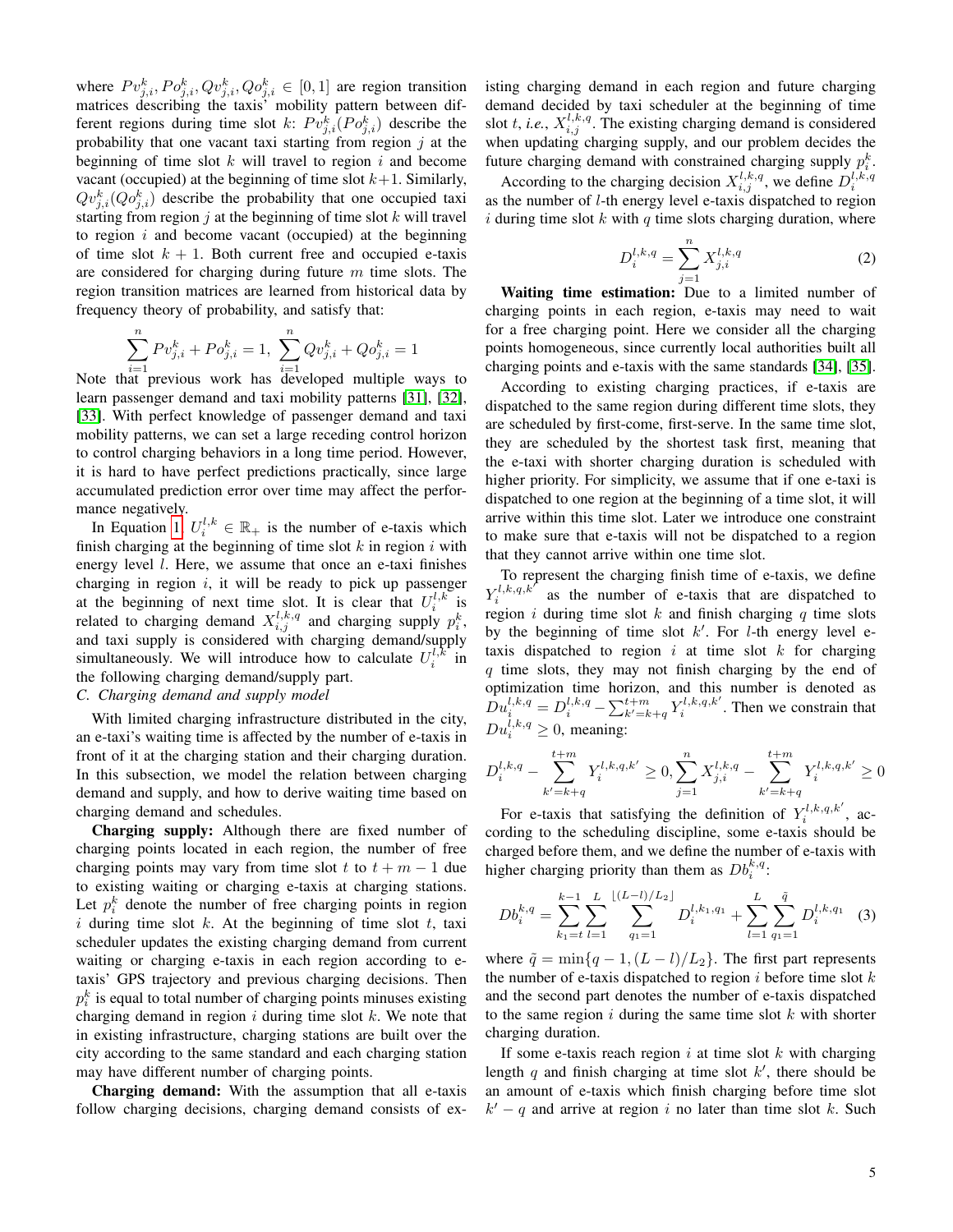where $Pv_{j,i}^k, Po_{j,i}^k, Qv_{j,i}^k, Qo_{j,i}^k \in [0,1]$ are region transition matrices describing the taxis' mobility pattern between different regions during time slot $k$: $Pv_{j,i}^k(Po_{j,i}^k)$ describe the probability that one vacant taxi starting from region $j$ at the beginning of time slot $k$ will travel to region $i$ and become vacant (occupied) at the beginning of time slot $k+1$. Similarly, $Qv_{j,i}^k(Qo_{j,i}^k)$ describe the probability that one occupied taxi starting from region $j$ at the beginning of time slot $k$ will travel to region $i$ and become vacant (occupied) at the beginning of time slot $k+1$. Both current free and occupied e-taxis are considered for charging during future $m$ time slots. The region transition matrices are learned from historical data by frequency theory of probability, and satisfy that:

$$\sum_{i=1}^{n} Pv_{j,i}^k + Po_{j,i}^k = 1, \ \sum_{i=1}^{n} Qv_{j,i}^k + Qo_{j,i}^k = 1$$

Note that previous work has developed multiple ways to learn passenger demand and taxi mobility patterns [31], [32], [33]. With perfect knowledge of passenger demand and taxi mobility patterns, we can set a large receding control horizon to control charging behaviors in a long time period. However, it is hard to have perfect predictions practically, since large accumulated prediction error over time may affect the performance negatively.

In Equation 1, $U_i^{l,k} \in \mathbb{R}_+$ is the number of e-taxis which finish charging at the beginning of time slot $k$ in region $i$ with energy level $l$. Here, we assume that once an e-taxi finishes charging in region $i$, it will be ready to pick up passenger at the beginning of next time slot. It is clear that $U_i^{l,k}$ is related to charging demand $X_{i,j}^{l,k,q}$ and charging supply $p_i^k$, and taxi supply is considered with charging demand/supply simultaneously. We will introduce how to calculate $U_i^{l,k}$ in the following charging demand/supply part.

### C. Charging demand and supply model

With limited charging infrastructure distributed in the city, an e-taxi's waiting time is affected by the number of e-taxis in front of it at the charging station and their charging duration. In this subsection, we model the relation between charging demand and supply, and how to derive waiting time based on charging demand and schedules.

**Charging supply:** Although there are fixed number of charging points located in each region, the number of free charging points may vary from time slot $t$ to $t+m-1$ due to existing waiting or charging e-taxis at charging stations. Let $p_i^k$ denote the number of free charging points in region $i$ during time slot $k$. At the beginning of time slot $t$, taxi scheduler updates the existing charging demand from current waiting or charging e-taxis in each region according to e-taxis' GPS trajectory and previous charging decisions. Then $p_i^k$ is equal to total number of charging points minuses existing charging demand in region $i$ during time slot $k$. We note that in existing infrastructure, charging stations are built over the city according to the same standard and each charging station may have different number of charging points.

**Charging demand:** With the assumption that all e-taxis follow charging decisions, charging demand consists of existing charging demand in each region and future charging demand decided by taxi scheduler at the beginning of time slot $t$, *i.e.*, $X_{i,j}^{l,k,q}$. The existing charging demand is considered when updating charging supply, and our problem decides the future charging demand with constrained charging supply $p_i^k$.

According to the charging decision $X_{i,j}^{l,k,q}$, we define $D_i^{l,k,q}$ as the number of $l$-th energy level e-taxis dispatched to region $i$ during time slot $k$ with $q$ time slots charging duration, where

$$D_i^{l,k,q} = \sum_{j=1}^{n} X_{j,i}^{l,k,q} \quad (2)$$

**Waiting time estimation:** Due to a limited number of charging points in each region, e-taxis may need to wait for a free charging point. Here we consider all the charging points homogeneous, since currently local authorities built all charging points and e-taxis with the same standards [34], [35].

According to existing charging practices, if e-taxis are dispatched to the same region during different time slots, they are scheduled by first-come, first-serve. In the same time slot, they are scheduled by the shortest task first, meaning that the e-taxi with shorter charging duration is scheduled with higher priority. For simplicity, we assume that if one e-taxi is dispatched to one region at the beginning of a time slot, it will arrive within this time slot. Later we introduce one constraint to make sure that e-taxis will not be dispatched to a region that they cannot arrive within one time slot.

To represent the charging finish time of e-taxis, we define $Y_i^{l,k,q,k'}$ as the number of e-taxis that are dispatched to region $i$ during time slot $k$ and finish charging $q$ time slots by the beginning of time slot $k'$. For $l$-th energy level e-taxis dispatched to region $i$ at time slot $k$ for charging $q$ time slots, they may not finish charging by the end of optimization time horizon, and this number is denoted as $Du_i^{l,k,q} = D_i^{l,k,q} - \sum_{k'=k+q}^{t+m} Y_i^{l,k,q,k'}$. Then we constrain that $Du_i^{l,k,q} \geq 0$, meaning:

$$D_i^{l,k,q} - \sum_{k'=k+q}^{t+m} Y_i^{l,k,q,k'} \geq 0, \sum_{j=1}^{n} X_{j,i}^{l,k,q} - \sum_{k'=k+q}^{t+m} Y_i^{l,k,q,k'} \geq 0$$

For e-taxis that satisfying the definition of $Y_i^{l,k,q,k'}$, according to the scheduling discipline, some e-taxis should be charged before them, and we define the number of e-taxis with higher charging priority than them as $Db_i^{k,q}$:

$$Db_i^{k,q} = \sum_{k_1=t}^{k-1} \sum_{l=1}^{L} \sum_{q_1=1}^{\lfloor (L-l)/L_2 \rfloor} D_i^{l,k_1,q_1} + \sum_{l=1}^{L} \sum_{q_1=1}^{\tilde{q}} D_i^{l,k,q_1} \quad (3)$$

where $\tilde{q} = \min\{q-1, (L-l)/L_2\}$. The first part represents the number of e-taxis dispatched to region $i$ before time slot $k$ and the second part denotes the number of e-taxis dispatched to the same region $i$ during the same time slot $k$ with shorter charging duration.

If some e-taxis reach region $i$ at time slot $k$ with charging length $q$ and finish charging at time slot $k'$, there should be an amount of e-taxis which finish charging before time slot $k'-q$ and arrive at region $i$ no later than time slot $k$. Such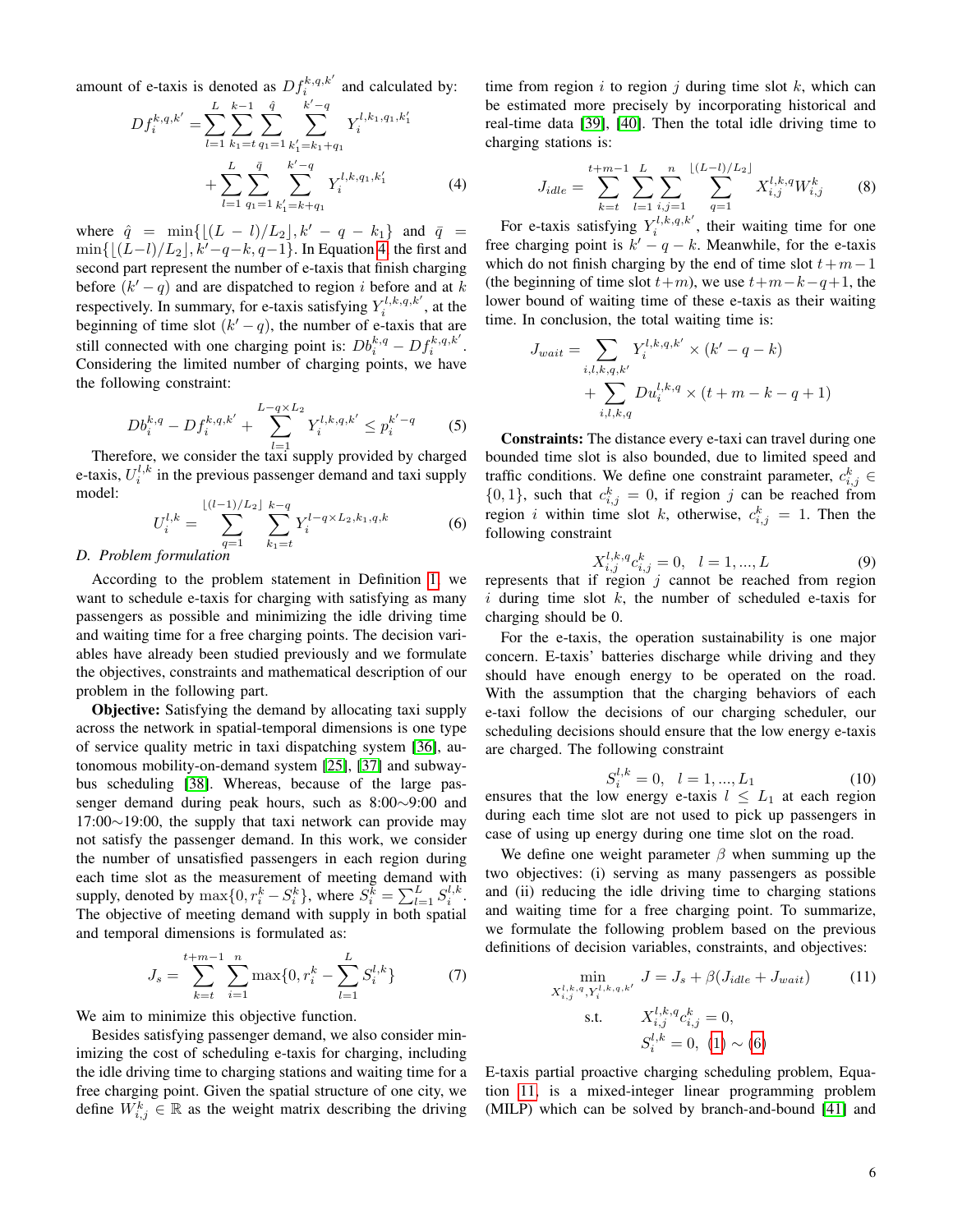amount of e-taxis is denoted as $Df_i^{k,q,k'}$ and calculated by:

$$
\begin{aligned}
Df_i^{k,q,k'} =& \sum_{l=1}^{L} \sum_{k_1=t}^{k-1} \sum_{q_1=1}^{\hat{q}} \sum_{k_1'=k_1+q_1}^{k'-q} Y_i^{l,k_1,q_1,k_1'} \\
&+ \sum_{l=1}^{L} \sum_{q_1=1}^{\bar{q}} \sum_{k_1'=k+q_1}^{k'-q} Y_i^{l,k,q_1,k_1'}
\end{aligned} \quad (4)
$$

where $\hat{q} = \min\{\lfloor (L-l)/L_2 \rfloor, k'-q-k_1\}$ and $\bar{q} = \min\{\lfloor (L-l)/L_2 \rfloor, k'-q-k, q-1\}$. In Equation 4, the first and second part represent the number of e-taxis that finish charging before $(k'-q)$ and are dispatched to region $i$ before and at $k$ respectively. In summary, for e-taxis satisfying $Y_i^{l,k,q,k'}$, at the beginning of time slot $(k'-q)$, the number of e-taxis that are still connected with one charging point is: $Db_i^{k,q} - Df_i^{k,q,k'}$. Considering the limited number of charging points, we have the following constraint:

$$
Db_i^{k,q} - Df_i^{k,q,k'} + \sum_{l=1}^{L-q \times L_2} Y_i^{l,k,q,k'} \leq p_i^{k'-q} \quad (5)
$$

Therefore, we consider the taxi supply provided by charged e-taxis, $U_i^{l,k}$ in the previous passenger demand and taxi supply model:

$$
U_i^{l,k} = \sum_{q=1}^{\lfloor (l-1)/L_2 \rfloor} \sum_{k_1=t}^{k-q} Y_i^{l-q \times L_2, k_1, q, k} \quad (6)
$$

### D. Problem formulation

According to the problem statement in Definition 1, we want to schedule e-taxis for charging with satisfying as many passengers as possible and minimizing the idle driving time and waiting time for a free charging points. The decision variables have already been studied previously and we formulate the objectives, constraints and mathematical description of our problem in the following part.

**Objective:** Satisfying the demand by allocating taxi supply across the network in spatial-temporal dimensions is one type of service quality metric in taxi dispatching system [36], autonomous mobility-on-demand system [25], [37] and subway-bus scheduling [38]. Whereas, because of the large passenger demand during peak hours, such as 8:00∼9:00 and 17:00∼19:00, the supply that taxi network can provide may not satisfy the passenger demand. In this work, we consider the number of unsatisfied passengers in each region during each time slot as the measurement of meeting demand with supply, denoted by $\max\{0, r_i^k - S_i^k\}$, where $S_i^k = \sum_{l=1}^{L} S_i^{l,k}$. The objective of meeting demand with supply in both spatial and temporal dimensions is formulated as:

$$
J_s = \sum_{k=t}^{t+m-1} \sum_{i=1}^{n} \max\{0, r_i^k - \sum_{l=1}^{L} S_i^{l,k}\} \quad (7)
$$

We aim to minimize this objective function.

Besides satisfying passenger demand, we also consider minimizing the cost of scheduling e-taxis for charging, including the idle driving time to charging stations and waiting time for a free charging point. Given the spatial structure of one city, we define $W_{i,j}^k \in \mathbb{R}$ as the weight matrix describing the driving time from region $i$ to region $j$ during time slot $k$, which can be estimated more precisely by incorporating historical and real-time data [39], [40]. Then the total idle driving time to charging stations is:

$$
J_{idle} = \sum_{k=t}^{t+m-1} \sum_{l=1}^{L} \sum_{i,j=1}^{n} \sum_{q=1}^{\lfloor (L-l)/L_2 \rfloor} X_{i,j}^{l,k,q} W_{i,j}^k \quad (8)
$$

For e-taxis satisfying $Y_i^{l,k,q,k'}$, their waiting time for one free charging point is $k'-q-k$. Meanwhile, for the e-taxis which do not finish charging by the end of time slot $t+m-1$ (the beginning of time slot $t+m$), we use $t+m-k-q+1$, the lower bound of waiting time of these e-taxis as their waiting time. In conclusion, the total waiting time is:

$$
\begin{aligned}
J_{wait} =& \sum_{i,l,k,q,k'} Y_i^{l,k,q,k'} \times (k'-q-k) \\
&+ \sum_{i,l,k,q} Du_i^{l,k,q} \times (t+m-k-q+1)
\end{aligned}
$$

**Constraints:** The distance every e-taxi can travel during one bounded time slot is also bounded, due to limited speed and traffic conditions. We define one constraint parameter, $c_{i,j}^k \in \{0,1\}$, such that $c_{i,j}^k = 0$, if region $j$ can be reached from region $i$ within time slot $k$, otherwise, $c_{i,j}^k = 1$. Then the following constraint

$$
X_{i,j}^{l,k,q} c_{i,j}^k = 0, \quad l = 1, ..., L \quad (9)
$$

represents that if region $j$ cannot be reached from region $i$ during time slot $k$, the number of scheduled e-taxis for charging should be 0.

For the e-taxis, the operation sustainability is one major concern. E-taxis' batteries discharge while driving and they should have enough energy to be operated on the road. With the assumption that the charging behaviors of each e-taxi follow the decisions of our charging scheduler, our scheduling decisions should ensure that the low energy e-taxis are charged. The following constraint

$$
S_i^{l,k} = 0, \quad l = 1, ..., L_1 \quad (10)
$$

ensures that the low energy e-taxis $l \leq L_1$ at each region during each time slot are not used to pick up passengers in case of using up energy during one time slot on the road.

We define one weight parameter $\beta$ when summing up the two objectives: (i) serving as many passengers as possible and (ii) reducing the idle driving time to charging stations and waiting time for a free charging point. To summarize, we formulate the following problem based on the previous definitions of decision variables, constraints, and objectives:

$$
\begin{aligned}
\min_{X_{i,j}^{l,k,q}, Y_i^{l,k,q,k'}} \quad & J = J_s + \beta(J_{idle} + J_{wait}) \\
\text{s.t.} \quad & X_{i,j}^{l,k,q} c_{i,j}^k = 0, \\
& S_i^{l,k} = 0, \ (1) \sim (6)
\end{aligned} \quad (11)
$$

E-taxis partial proactive charging scheduling problem, Equation 11, is a mixed-integer linear programming problem (MILP) which can be solved by branch-and-bound [41] and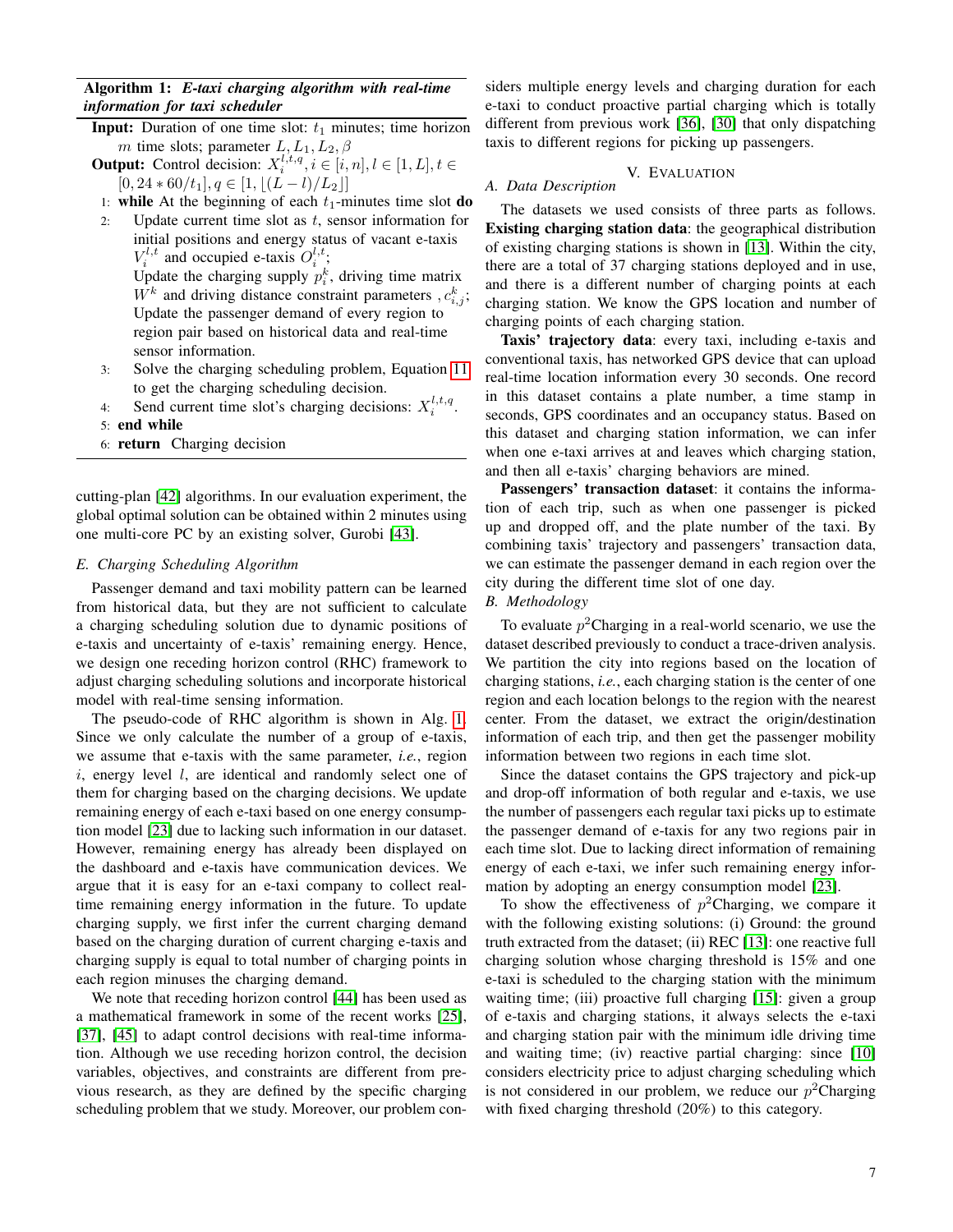**Algorithm 1:** ***E-taxi charging algorithm with real-time information for taxi scheduler***

**Input:** Duration of one time slot: $t_1$ minutes; time horizon $m$ time slots; parameter $L, L_1, L_2, \beta$

**Output:** Control decision: $X_i^{l,t,q}, i \in [i, n], l \in [1, L], t \in [0, 24 * 60/t_1], q \in [1, \lfloor (L-l)/L_2 \rfloor]$

1: **while** At the beginning of each $t_1$-minutes time slot **do**

2: Update current time slot as $t$, sensor information for initial positions and energy status of vacant e-taxis $V_i^{l,t}$ and occupied e-taxis $O_i^{l,t}$;
Update the charging supply $p_i^k$, driving time matrix $W^k$ and driving distance constraint parameters $, c_{i,j}^k$;
Update the passenger demand of every region to region pair based on historical data and real-time sensor information.

3: Solve the charging scheduling problem, Equation 11 to get the charging scheduling decision.

4: Send current time slot's charging decisions: $X_i^{l,t,q}$.

5: **end while**

6: **return** Charging decision

cutting-plan [42] algorithms. In our evaluation experiment, the global optimal solution can be obtained within 2 minutes using one multi-core PC by an existing solver, Gurobi [43].

### *E. Charging Scheduling Algorithm*

Passenger demand and taxi mobility pattern can be learned from historical data, but they are not sufficient to calculate a charging scheduling solution due to dynamic positions of e-taxis and uncertainty of e-taxis' remaining energy. Hence, we design one receding horizon control (RHC) framework to adjust charging scheduling solutions and incorporate historical model with real-time sensing information.

The pseudo-code of RHC algorithm is shown in Alg. 1. Since we only calculate the number of a group of e-taxis, we assume that e-taxis with the same parameter, *i.e.*, region $i$, energy level $l$, are identical and randomly select one of them for charging based on the charging decisions. We update remaining energy of each e-taxi based on one energy consumption model [23] due to lacking such information in our dataset. However, remaining energy has already been displayed on the dashboard and e-taxis have communication devices. We argue that it is easy for an e-taxi company to collect real-time remaining energy information in the future. To update charging supply, we first infer the current charging demand based on the charging duration of current charging e-taxis and charging supply is equal to total number of charging points in each region minuses the charging demand.

We note that receding horizon control [44] has been used as a mathematical framework in some of the recent works [25], [37], [45] to adapt control decisions with real-time information. Although we use receding horizon control, the decision variables, objectives, and constraints are different from previous research, as they are defined by the specific charging scheduling problem that we study. Moreover, our problem considers multiple energy levels and charging duration for each e-taxi to conduct proactive partial charging which is totally different from previous work [36], [30] that only dispatching taxis to different regions for picking up passengers.

## V. Evaluation

### *A. Data Description*

The datasets we used consists of three parts as follows. **Existing charging station data**: the geographical distribution of existing charging stations is shown in [13]. Within the city, there are a total of 37 charging stations deployed and in use, and there is a different number of charging points at each charging station. We know the GPS location and number of charging points of each charging station.

**Taxis' trajectory data**: every taxi, including e-taxis and conventional taxis, has networked GPS device that can upload real-time location information every 30 seconds. One record in this dataset contains a plate number, a time stamp in seconds, GPS coordinates and an occupancy status. Based on this dataset and charging station information, we can infer when one e-taxi arrives at and leaves which charging station, and then all e-taxis' charging behaviors are mined.

**Passengers' transaction dataset**: it contains the information of each trip, such as when one passenger is picked up and dropped off, and the plate number of the taxi. By combining taxis' trajectory and passengers' transaction data, we can estimate the passenger demand in each region over the city during the different time slot of one day.

### *B. Methodology*

To evaluate $p^2$Charging in a real-world scenario, we use the dataset described previously to conduct a trace-driven analysis. We partition the city into regions based on the location of charging stations, *i.e.*, each charging station is the center of one region and each location belongs to the region with the nearest center. From the dataset, we extract the origin/destination information of each trip, and then get the passenger mobility information between two regions in each time slot.

Since the dataset contains the GPS trajectory and pick-up and drop-off information of both regular and e-taxis, we use the number of passengers each regular taxi picks up to estimate the passenger demand of e-taxis for any two regions pair in each time slot. Due to lacking direct information of remaining energy of each e-taxi, we infer such remaining energy information by adopting an energy consumption model [23].

To show the effectiveness of $p^2$Charging, we compare it with the following existing solutions: (i) Ground: the ground truth extracted from the dataset; (ii) REC [13]: one reactive full charging solution whose charging threshold is 15% and one e-taxi is scheduled to the charging station with the minimum waiting time; (iii) proactive full charging [15]: given a group of e-taxis and charging stations, it always selects the e-taxi and charging station pair with the minimum idle driving time and waiting time; (iv) reactive partial charging: since [10] considers electricity price to adjust charging scheduling which is not considered in our problem, we reduce our $p^2$Charging with fixed charging threshold (20%) to this category.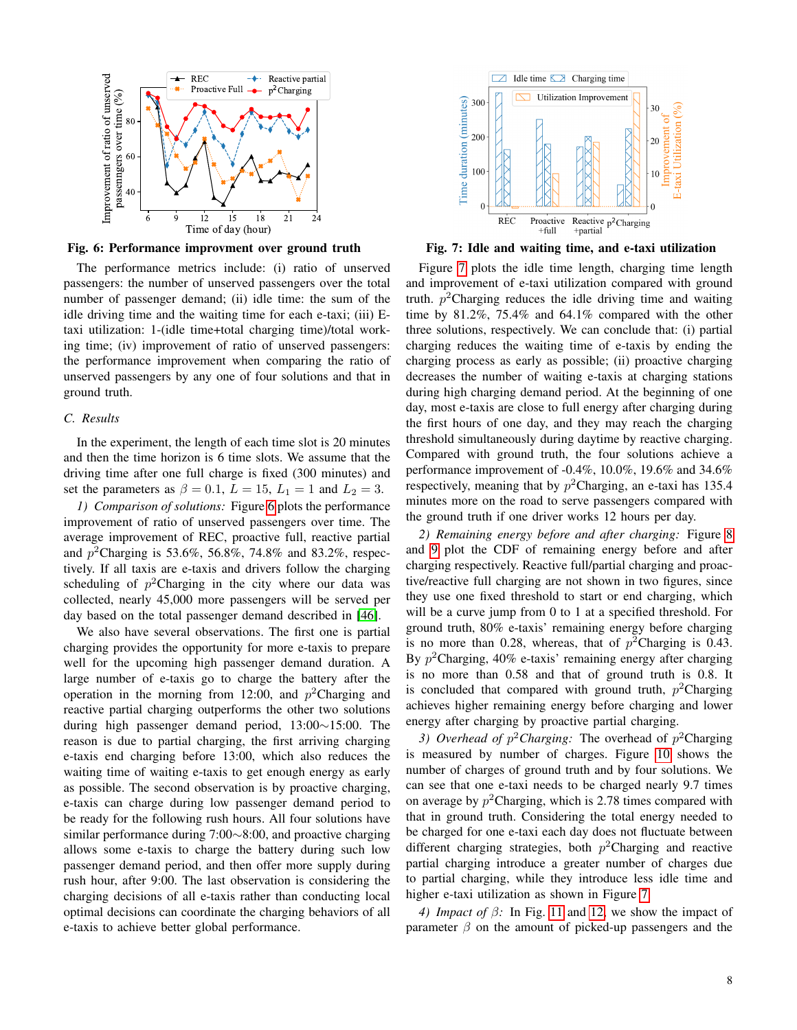Fig. 6: Performance improvment over ground truth

The performance metrics include: (i) ratio of unserved passengers: the number of unserved passengers over the total number of passenger demand; (ii) idle time: the sum of the idle driving time and the waiting time for each e-taxi; (iii) E-taxi utilization: 1-(idle time+total charging time)/total working time; (iv) improvement of ratio of unserved passengers: the performance improvement when comparing the ratio of unserved passengers by any one of four solutions and that in ground truth.

### C. Results

In the experiment, the length of each time slot is 20 minutes and then the time horizon is 6 time slots. We assume that the driving time after one full charge is fixed (300 minutes) and set the parameters as $\beta = 0.1$, $L = 15$, $L_1 = 1$ and $L_2 = 3$.

*1) Comparison of solutions:* Figure 6 plots the performance improvement of ratio of unserved passengers over time. The average improvement of REC, proactive full, reactive partial and $p^2$Charging is 53.6%, 56.8%, 74.8% and 83.2%, respectively. If all taxis are e-taxis and drivers follow the charging scheduling of $p^2$Charging in the city where our data was collected, nearly 45,000 more passengers will be served per day based on the total passenger demand described in [46].

We also have several observations. The first one is partial charging provides the opportunity for more e-taxis to prepare well for the upcoming high passenger demand duration. A large number of e-taxis go to charge the battery after the operation in the morning from 12:00, and $p^2$Charging and reactive partial charging outperforms the other two solutions during high passenger demand period, 13:00∼15:00. The reason is due to partial charging, the first arriving charging e-taxis end charging before 13:00, which also reduces the waiting time of waiting e-taxis to get enough energy as early as possible. The second observation is by proactive charging, e-taxis can charge during low passenger demand period to be ready for the following rush hours. All four solutions have similar performance during 7:00∼8:00, and proactive charging allows some e-taxis to charge the battery during such low passenger demand period, and then offer more supply during rush hour, after 9:00. The last observation is considering the charging decisions of all e-taxis rather than conducting local optimal decisions can coordinate the charging behaviors of all e-taxis to achieve better global performance.

Fig. 7: Idle and waiting time, and e-taxi utilization

Figure 7 plots the idle time length, charging time length and improvement of e-taxi utilization compared with ground truth. $p^2$Charging reduces the idle driving time and waiting time by 81.2%, 75.4% and 64.1% compared with the other three solutions, respectively. We can conclude that: (i) partial charging reduces the waiting time of e-taxis by ending the charging process as early as possible; (ii) proactive charging decreases the number of waiting e-taxis at charging stations during high charging demand period. At the beginning of one day, most e-taxis are close to full energy after charging during the first hours of one day, and they may reach the charging threshold simultaneously during daytime by reactive charging. Compared with ground truth, the four solutions achieve a performance improvement of -0.4%, 10.0%, 19.6% and 34.6% respectively, meaning that by $p^2$Charging, an e-taxi has 135.4 minutes more on the road to serve passengers compared with the ground truth if one driver works 12 hours per day.

*2) Remaining energy before and after charging:* Figure 8 and 9 plot the CDF of remaining energy before and after charging respectively. Reactive full/partial charging and proactive/reactive full charging are not shown in two figures, since they use one fixed threshold to start or end charging, which will be a curve jump from 0 to 1 at a specified threshold. For ground truth, 80% e-taxis' remaining energy before charging is no more than 0.28, whereas, that of $p^2$Charging is 0.43. By $p^2$Charging, 40% e-taxis' remaining energy after charging is no more than 0.58 and that of ground truth is 0.8. It is concluded that compared with ground truth, $p^2$Charging achieves higher remaining energy before charging and lower energy after charging by proactive partial charging.

*3) Overhead of $p^2$Charging:* The overhead of $p^2$Charging is measured by number of charges. Figure 10 shows the number of charges of ground truth and by four solutions. We can see that one e-taxi needs to be charged nearly 9.7 times on average by $p^2$Charging, which is 2.78 times compared with that in ground truth. Considering the total energy needed to be charged for one e-taxi each day does not fluctuate between different charging strategies, both $p^2$Charging and reactive partial charging introduce a greater number of charges due to partial charging, while they introduce less idle time and higher e-taxi utilization as shown in Figure 7.

*4) Impact of $\beta$:* In Fig. 11 and 12, we show the impact of parameter $\beta$ on the amount of picked-up passengers and the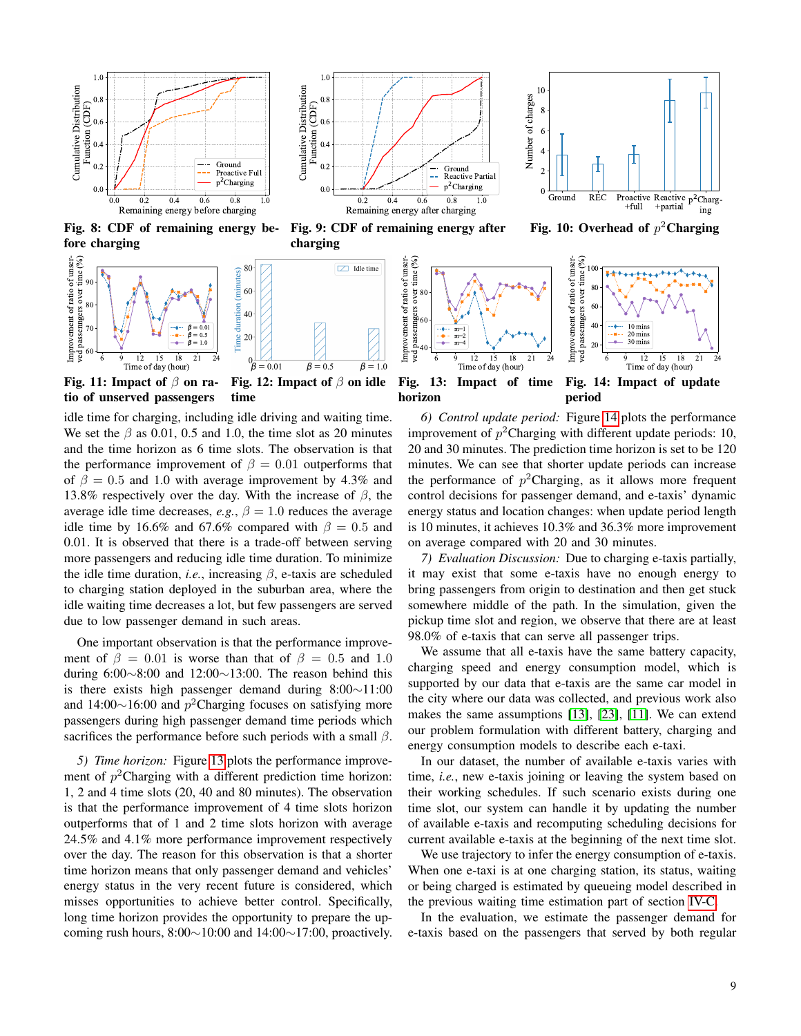Fig. 8: CDF of remaining energy before charging

Fig. 9: CDF of remaining energy after charging

Fig. 10: Overhead of $p^2$Charging

Fig. 11: Impact of $\beta$ on ratio of unserved passengers

Fig. 12: Impact of $\beta$ on idle time

Fig. 13: Impact of time horizon

Fig. 14: Impact of update period

idle time for charging, including idle driving and waiting time. We set the $\beta$ as 0.01, 0.5 and 1.0, the time slot as 20 minutes and the time horizon as 6 time slots. The observation is that the performance improvement of $\beta = 0.01$ outperforms that of $\beta = 0.5$ and 1.0 with average improvement by 4.3% and 13.8% respectively over the day. With the increase of $\beta$, the average idle time decreases, *e.g.*, $\beta = 1.0$ reduces the average idle time by 16.6% and 67.6% compared with $\beta = 0.5$ and 0.01. It is observed that there is a trade-off between serving more passengers and reducing idle time duration. To minimize the idle time duration, *i.e.*, increasing $\beta$, e-taxis are scheduled to charging station deployed in the suburban area, where the idle waiting time decreases a lot, but few passengers are served due to low passenger demand in such areas.

One important observation is that the performance improvement of $\beta = 0.01$ is worse than that of $\beta = 0.5$ and 1.0 during 6:00∼8:00 and 12:00∼13:00. The reason behind this is there exists high passenger demand during 8:00∼11:00 and 14:00∼16:00 and $p^2$Charging focuses on satisfying more passengers during high passenger demand time periods which sacrifices the performance before such periods with a small $\beta$.

*5) Time horizon:* Figure 13 plots the performance improvement of $p^2$Charging with a different prediction time horizon: 1, 2 and 4 time slots (20, 40 and 80 minutes). The observation is that the performance improvement of 4 time slots horizon outperforms that of 1 and 2 time slots horizon with average 24.5% and 4.1% more performance improvement respectively over the day. The reason for this observation is that a shorter time horizon means that only passenger demand and vehicles' energy status in the very recent future is considered, which misses opportunities to achieve better control. Specifically, long time horizon provides the opportunity to prepare the upcoming rush hours, 8:00∼10:00 and 14:00∼17:00, proactively.

*6) Control update period:* Figure 14 plots the performance improvement of $p^2$Charging with different update periods: 10, 20 and 30 minutes. The prediction time horizon is set to be 120 minutes. We can see that shorter update periods can increase the performance of $p^2$Charging, as it allows more frequent control decisions for passenger demand, and e-taxis' dynamic energy status and location changes: when update period length is 10 minutes, it achieves 10.3% and 36.3% more improvement on average compared with 20 and 30 minutes.

*7) Evaluation Discussion:* Due to charging e-taxis partially, it may exist that some e-taxis have no enough energy to bring passengers from origin to destination and then get stuck somewhere middle of the path. In the simulation, given the pickup time slot and region, we observe that there are at least 98.0% of e-taxis that can serve all passenger trips.

We assume that all e-taxis have the same battery capacity, charging speed and energy consumption model, which is supported by our data that e-taxis are the same car model in the city where our data was collected, and previous work also makes the same assumptions [13], [23], [11]. We can extend our problem formulation with different battery, charging and energy consumption models to describe each e-taxi.

In our dataset, the number of available e-taxis varies with time, *i.e.*, new e-taxis joining or leaving the system based on their working schedules. If such scenario exists during one time slot, our system can handle it by updating the number of available e-taxis and recomputing scheduling decisions for current available e-taxis at the beginning of the next time slot.

We use trajectory to infer the energy consumption of e-taxis. When one e-taxi is at one charging station, its status, waiting or being charged is estimated by queueing model described in the previous waiting time estimation part of section IV-C.

In the evaluation, we estimate the passenger demand for e-taxis based on the passengers that served by both regular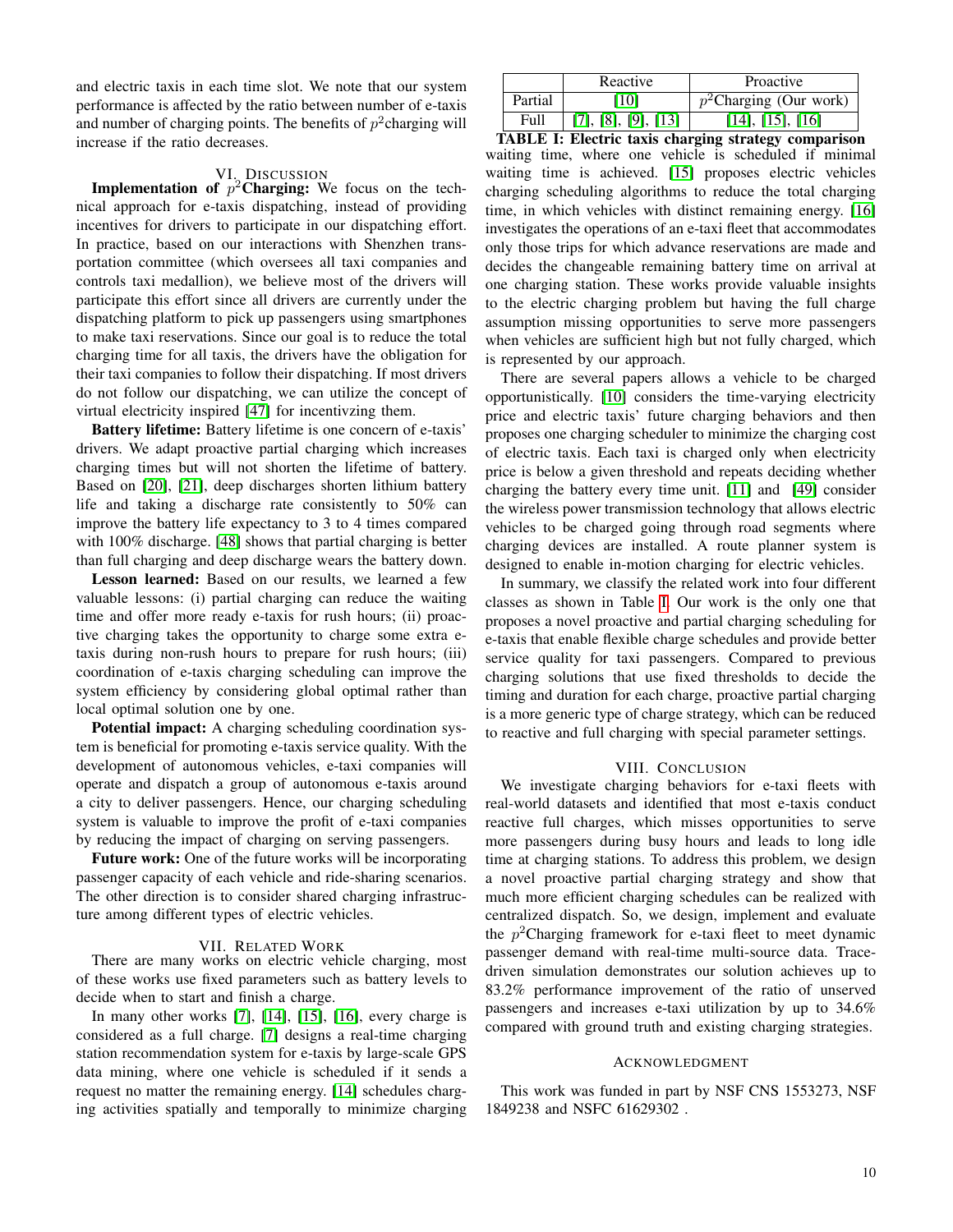and electric taxis in each time slot. We note that our system performance is affected by the ratio between number of e-taxis and number of charging points. The benefits of $p^2$charging will increase if the ratio decreases.

## VI. Discussion

**Implementation of $p^2$Charging:** We focus on the technical approach for e-taxis dispatching, instead of providing incentives for drivers to participate in our dispatching effort. In practice, based on our interactions with Shenzhen transportation committee (which oversees all taxi companies and controls taxi medallion), we believe most of the drivers will participate this effort since all drivers are currently under the dispatching platform to pick up passengers using smartphones to make taxi reservations. Since our goal is to reduce the total charging time for all taxis, the drivers have the obligation for their taxi companies to follow their dispatching. If most drivers do not follow our dispatching, we can utilize the concept of virtual electricity inspired [47] for incentivzing them.

**Battery lifetime:** Battery lifetime is one concern of e-taxis' drivers. We adapt proactive partial charging which increases charging times but will not shorten the lifetime of battery. Based on [20], [21], deep discharges shorten lithium battery life and taking a discharge rate consistently to 50% can improve the battery life expectancy to 3 to 4 times compared with 100% discharge. [48] shows that partial charging is better than full charging and deep discharge wears the battery down.

**Lesson learned:** Based on our results, we learned a few valuable lessons: (i) partial charging can reduce the waiting time and offer more ready e-taxis for rush hours; (ii) proactive charging takes the opportunity to charge some extra e-taxis during non-rush hours to prepare for rush hours; (iii) coordination of e-taxis charging scheduling can improve the system efficiency by considering global optimal rather than local optimal solution one by one.

**Potential impact:** A charging scheduling coordination system is beneficial for promoting e-taxis service quality. With the development of autonomous vehicles, e-taxi companies will operate and dispatch a group of autonomous e-taxis around a city to deliver passengers. Hence, our charging scheduling system is valuable to improve the profit of e-taxi companies by reducing the impact of charging on serving passengers.

**Future work:** One of the future works will be incorporating passenger capacity of each vehicle and ride-sharing scenarios. The other direction is to consider shared charging infrastructure among different types of electric vehicles.

## VII. Related Work

There are many works on electric vehicle charging, most of these works use fixed parameters such as battery levels to decide when to start and finish a charge.

In many other works [7], [14], [15], [16], every charge is considered as a full charge. [7] designs a real-time charging station recommendation system for e-taxis by large-scale GPS data mining, where one vehicle is scheduled if it sends a request no matter the remaining energy. [14] schedules charging activities spatially and temporally to minimize charging waiting time, where one vehicle is scheduled if minimal waiting time is achieved. [15] proposes electric vehicles charging scheduling algorithms to reduce the total charging time, in which vehicles with distinct remaining energy. [16] investigates the operations of an e-taxi fleet that accommodates only those trips for which advance reservations are made and decides the changeable remaining battery time on arrival at one charging station. These works provide valuable insights to the electric charging problem but having the full charge assumption missing opportunities to serve more passengers when vehicles are sufficient high but not fully charged, which is represented by our approach.

|  | Reactive | Proactive |
|---|---|---|
| Partial | [10] | $p^2$Charging (Our work) |
| Full | [7], [8], [9], [13] | [14], [15], [16] |

**TABLE I: Electric taxis charging strategy comparison**

There are several papers allows a vehicle to be charged opportunistically. [10] considers the time-varying electricity price and electric taxis' future charging behaviors and then proposes one charging scheduler to minimize the charging cost of electric taxis. Each taxi is charged only when electricity price is below a given threshold and repeats deciding whether charging the battery every time unit. [11] and [49] consider the wireless power transmission technology that allows electric vehicles to be charged going through road segments where charging devices are installed. A route planner system is designed to enable in-motion charging for electric vehicles.

In summary, we classify the related work into four different classes as shown in Table I. Our work is the only one that proposes a novel proactive and partial charging scheduling for e-taxis that enable flexible charge schedules and provide better service quality for taxi passengers. Compared to previous charging solutions that use fixed thresholds to decide the timing and duration for each charge, proactive partial charging is a more generic type of charge strategy, which can be reduced to reactive and full charging with special parameter settings.

## VIII. Conclusion

We investigate charging behaviors for e-taxi fleets with real-world datasets and identified that most e-taxis conduct reactive full charges, which misses opportunities to serve more passengers during busy hours and leads to long idle time at charging stations. To address this problem, we design a novel proactive partial charging strategy and show that much more efficient charging schedules can be realized with centralized dispatch. So, we design, implement and evaluate the $p^2$Charging framework for e-taxi fleet to meet dynamic passenger demand with real-time multi-source data. Trace-driven simulation demonstrates our solution achieves up to 83.2% performance improvement of the ratio of unserved passengers and increases e-taxi utilization by up to 34.6% compared with ground truth and existing charging strategies.

## Acknowledgment

This work was funded in part by NSF CNS 1553273, NSF 1849238 and NSFC 61629302 .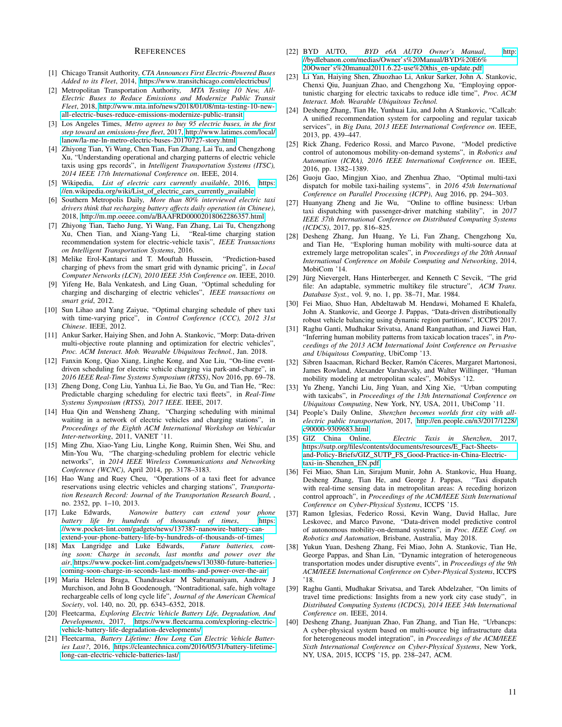# References

[1] Chicago Transit Authority, *CTA Announces First Electric-Powered Buses Added to its Fleet*, 2014, https://www.transitchicago.com/electricbus/.

[2] Metropolitan Transportation Authority, *MTA Testing 10 New, All-Electric Buses to Reduce Emissions and Modernize Public Transit Fleet*, 2018, http://www.mta.info/news/2018/01/08/mta-testing-10-new-all-electric-buses-reduce-emissions-modernize-public-transit.

[3] Los Angeles Times, *Metro agrees to buy 95 electric buses, in the first step toward an emissions-free fleet*, 2017, http://www.latimes.com/local/lanow/la-me-ln-metro-electric-buses-20170727-story.html.

[4] Zhiyong Tian, Yi Wang, Chen Tian, Fan Zhang, Lai Tu, and Chengzhong Xu, "Understanding operational and charging patterns of electric vehicle taxis using gps records", in *Intelligent Transportation Systems (ITSC), 2014 IEEE 17th International Conference on*. IEEE, 2014.

[5] Wikipedia, *List of electric cars currently available*, 2016, https://en.wikipedia.org/wiki/List_of_electric_cars_currently_available.

[6] Southern Metropolis Daily, *More than 80% interviewed electric taxi drivers think that recharging battery affects daily operation (in Chinese)*, 2018, http://m.mp.oeeee.com/a/BAAFRD00002018062286357.html.

[7] Zhiyong Tian, Taeho Jung, Yi Wang, Fan Zhang, Lai Tu, Chengzhong Xu, Chen Tian, and Xiang-Yang Li, "Real-time charging station recommendation system for electric-vehicle taxis", *IEEE Transactions on Intelligent Transportation Systems*, 2016.

[8] Melike Erol-Kantarci and T. Mouftah Hussein, "Prediction-based charging of phevs from the smart grid with dynamic pricing", in *Local Computer Networks (LCN), 2010 IEEE 35th Conference on*. IEEE, 2010.

[9] Yifeng He, Bala Venkatesh, and Ling Guan, "Optimal scheduling for charging and discharging of electric vehicles", *IEEE transactions on smart grid*, 2012.

[10] Sun Lihao and Yang Zaiyue, "Optimal charging schedule of phev taxi with time-varying price", in *Control Conference (CCC), 2012 31st Chinese*. IEEE, 2012.

[11] Ankur Sarker, Haiying Shen, and John A. Stankovic, "Morp: Data-driven multi-objective route planning and optimization for electric vehicles", *Proc. ACM Interact. Mob. Wearable Ubiquitous Technol.*, Jan. 2018.

[12] Fanxin Kong, Qiao Xiang, Linghe Kong, and Xue Liu, "On-line event-driven scheduling for electric vehicle charging via park-and-charge", in *2016 IEEE Real-Time Systems Symposium (RTSS)*, Nov 2016, pp. 69–78.

[13] Zheng Dong, Cong Liu, Yanhua Li, Jie Bao, Yu Gu, and Tian He, "Rec: Predictable charging scheduling for electric taxi fleets", in *Real-Time Systems Symposium (RTSS), 2017 IEEE*. IEEE, 2017.

[14] Hua Qin and Wensheng Zhang, "Charging scheduling with minimal waiting in a network of electric vehicles and charging stations", in *Proceedings of the Eighth ACM International Workshop on Vehicular Inter-networking*, 2011, VANET '11.

[15] Ming Zhu, Xiao-Yang Liu, Linghe Kong, Ruimin Shen, Wei Shu, and Min-You Wu, "The charging-scheduling problem for electric vehicle networks", in *2014 IEEE Wireless Communications and Networking Conference (WCNC)*, April 2014, pp. 3178–3183.

[16] Hao Wang and Ruey Cheu, "Operations of a taxi fleet for advance reservations using electric vehicles and charging stations", *Transportation Research Record: Journal of the Transportation Research Board*, , no. 2352, pp. 1–10, 2013.

[17] Luke Edwards, *Nanowire battery can extend your phone battery life by hundreds of thousands of times*, https://www.pocket-lint.com/gadgets/news/137387-nanowire-battery-can-extend-your-phone-battery-life-by-hundreds-of-thousands-of-times.

[18] Max Langridge and Luke Edwards, *Future batteries, coming soon: Charge in seconds, last months and power over the air*, https://www.pocket-lint.com/gadgets/news/130380-future-batteries-coming-soon-charge-in-seconds-last-months-and-power-over-the-air.

[19] Maria Helena Braga, Chandrasekar M Subramaniyam, Andrew J Murchison, and John B Goodenough, "Nontraditional, safe, high voltage rechargeable cells of long cycle life", *Journal of the American Chemical Society*, vol. 140, no. 20, pp. 6343–6352, 2018.

[20] Fleetcarma, *Exploring Electric Vehicle Battery Life, Degradation, And Developments*, 2017, https://www.fleetcarma.com/exploring-electric-vehicle-battery-life-degradation-developments/.

[21] Fleetcarma, *Battery Lifetime: How Long Can Electric Vehicle Batteries Last?*, 2016, https://cleantechnica.com/2016/05/31/battery-lifetime-long-can-electric-vehicle-batteries-last/.

[22] BYD AUTO, *BYD e6A AUTO Owner's Manual*, http://bydlebanon.com/medias/Owner's%20Manual/BYD%20E6%20Owner's%20manual2011.6.22-use%20this_en-update.pdf.

[23] Li Yan, Haiying Shen, Zhuozhao Li, Ankur Sarker, John A. Stankovic, Chenxi Qiu, Juanjuan Zhao, and Chengzhong Xu, "Employing opportunistic charging for electric taxicabs to reduce idle time", *Proc. ACM Interact. Mob. Wearable Ubiquitous Technol.*

[24] Desheng Zhang, Tian He, Yunhuai Liu, and John A Stankovic, "Callcab: A unified recommendation system for carpooling and regular taxicab services", in *Big Data, 2013 IEEE International Conference on*. IEEE, 2013, pp. 439–447.

[25] Rick Zhang, Federico Rossi, and Marco Pavone, "Model predictive control of autonomous mobility-on-demand systems", in *Robotics and Automation (ICRA), 2016 IEEE International Conference on*. IEEE, 2016, pp. 1382–1389.

[26] Guoju Gao, Mingjun Xiao, and Zhenhua Zhao, "Optimal multi-taxi dispatch for mobile taxi-hailing systems", in *2016 45th International Conference on Parallel Processing (ICPP)*, Aug 2016, pp. 294–303.

[27] Huanyang Zheng and Jie Wu, "Online to offline business: Urban taxi dispatching with passenger-driver matching stability", in *2017 IEEE 37th International Conference on Distributed Computing Systems (ICDCS)*, 2017, pp. 816–825.

[28] Desheng Zhang, Jun Huang, Ye Li, Fan Zhang, Chengzhong Xu, and Tian He, "Exploring human mobility with multi-source data at extremely large metropolitan scales", in *Proceedings of the 20th Annual International Conference on Mobile Computing and Networking*, 2014, MobiCom '14.

[29] Jürg Nievergelt, Hans Hinterberger, and Kenneth C Sevcik, "The grid file: An adaptable, symmetric multikey file structure", *ACM Trans. Database Syst.*, vol. 9, no. 1, pp. 38–71, Mar. 1984.

[30] Fei Miao, Shuo Han, Abdeltawab M. Hendawi, Mohamed E Khalefa, John A. Stankovic, and George J. Pappas, "Data-driven distributionally robust vehicle balancing using dynamic region partitions", ICCPS'2017.

[31] Raghu Ganti, Mudhakar Srivatsa, Anand Ranganathan, and Jiawei Han, "Inferring human mobility patterns from taxicab location traces", in *Proceedings of the 2013 ACM International Joint Conference on Pervasive and Ubiquitous Computing*, UbiComp '13.

[32] Sibren Isaacman, Richard Becker, Ramón Cáceres, Margaret Martonosi, James Rowland, Alexander Varshavsky, and Walter Willinger, "Human mobility modeling at metropolitan scales", MobiSys '12.

[33] Yu Zheng, Yanchi Liu, Jing Yuan, and Xing Xie, "Urban computing with taxicabs", in *Proceedings of the 13th International Conference on Ubiquitous Computing*, New York, NY, USA, 2011, UbiComp '11.

[34] People's Daily Online, *Shenzhen becomes worlds first city with all-electric public transportation*, 2017, http://en.people.cn/n3/2017/1228/c90000-9309683.html.

[35] GIZ China Online, *Electric Taxis in Shenzhen*, 2017, https://sutp.org/files/contents/documents/resources/E_Fact-Sheets-and-Policy-Briefs/GIZ_SUTP_FS_Good-Practice-in-China-Electric-taxi-in-Shenzhen_EN.pdf.

[36] Fei Miao, Shan Lin, Sirajum Munir, John A. Stankovic, Hua Huang, Desheng Zhang, Tian He, and George J. Pappas, "Taxi dispatch with real-time sensing data in metropolitan areas: A receding horizon control approach", in *Proceedings of the ACM/IEEE Sixth International Conference on Cyber-Physical Systems*, ICCPS '15.

[37] Ramon Iglesias, Federico Rossi, Kevin Wang, David Hallac, Jure Leskovec, and Marco Pavone, "Data-driven model predictive control of autonomous mobility-on-demand systems", in *Proc. IEEE Conf. on Robotics and Automation*, Brisbane, Australia, May 2018.

[38] Yukun Yuan, Desheng Zhang, Fei Miao, John A. Stankovic, Tian He, George Pappas, and Shan Lin, "Dynamic integration of heterogeneous transportation modes under disruptive events", in *Proceedings of the 9th ACM/IEEE International Conference on Cyber-Physical Systems*, ICCPS '18.

[39] Raghu Ganti, Mudhakar Srivatsa, and Tarek Abdelzaher, "On limits of travel time predictions: Insights from a new york city case study", in *Distributed Computing Systems (ICDCS), 2014 IEEE 34th International Conference on*. IEEE, 2014.

[40] Desheng Zhang, Juanjuan Zhao, Fan Zhang, and Tian He, "Urbancps: A cyber-physical system based on multi-source big infrastructure data for heterogeneous model integration", in *Proceedings of the ACM/IEEE Sixth International Conference on Cyber-Physical Systems*, New York, NY, USA, 2015, ICCPS '15, pp. 238–247, ACM.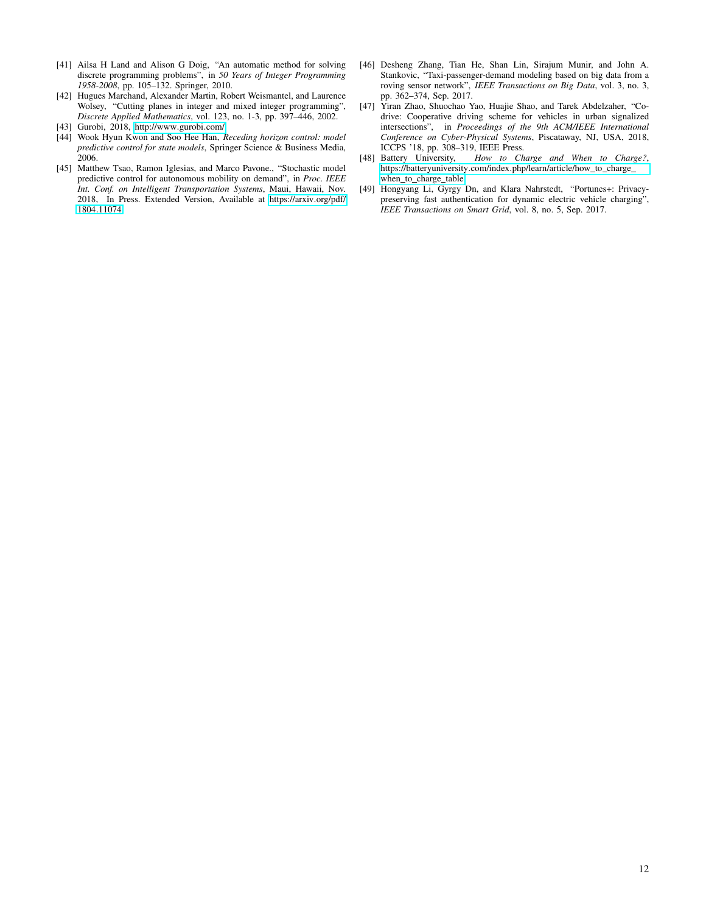[41] Ailsa H Land and Alison G Doig, "An automatic method for solving discrete programming problems", in *50 Years of Integer Programming 1958-2008*, pp. 105–132. Springer, 2010.

[42] Hugues Marchand, Alexander Martin, Robert Weismantel, and Laurence Wolsey, "Cutting planes in integer and mixed integer programming", *Discrete Applied Mathematics*, vol. 123, no. 1-3, pp. 397–446, 2002.

[43] Gurobi, 2018, http://www.gurobi.com/

[44] Wook Hyun Kwon and Soo Hee Han, *Receding horizon control: model predictive control for state models*, Springer Science & Business Media, 2006.

[45] Matthew Tsao, Ramon Iglesias, and Marco Pavone., "Stochastic model predictive control for autonomous mobility on demand", in *Proc. IEEE Int. Conf. on Intelligent Transportation Systems*, Maui, Hawaii, Nov. 2018, In Press. Extended Version, Available at https://arxiv.org/pdf/1804.11074.

[46] Desheng Zhang, Tian He, Shan Lin, Sirajum Munir, and John A. Stankovic, "Taxi-passenger-demand modeling based on big data from a roving sensor network", *IEEE Transactions on Big Data*, vol. 3, no. 3, pp. 362–374, Sep. 2017.

[47] Yiran Zhao, Shuochao Yao, Huajie Shao, and Tarek Abdelzaher, "Co-drive: Cooperative driving scheme for vehicles in urban signalized intersections", in *Proceedings of the 9th ACM/IEEE International Conference on Cyber-Physical Systems*, Piscataway, NJ, USA, 2018, ICCPS '18, pp. 308–319, IEEE Press.

[48] Battery University, *How to Charge and When to Charge?*, https://batteryuniversity.com/index.php/learn/article/how_to_charge_when_to_charge_table.

[49] Hongyang Li, Gyrgy Dn, and Klara Nahrstedt, "Portunes+: Privacy-preserving fast authentication for dynamic electric vehicle charging", *IEEE Transactions on Smart Grid*, vol. 8, no. 5, Sep. 2017.